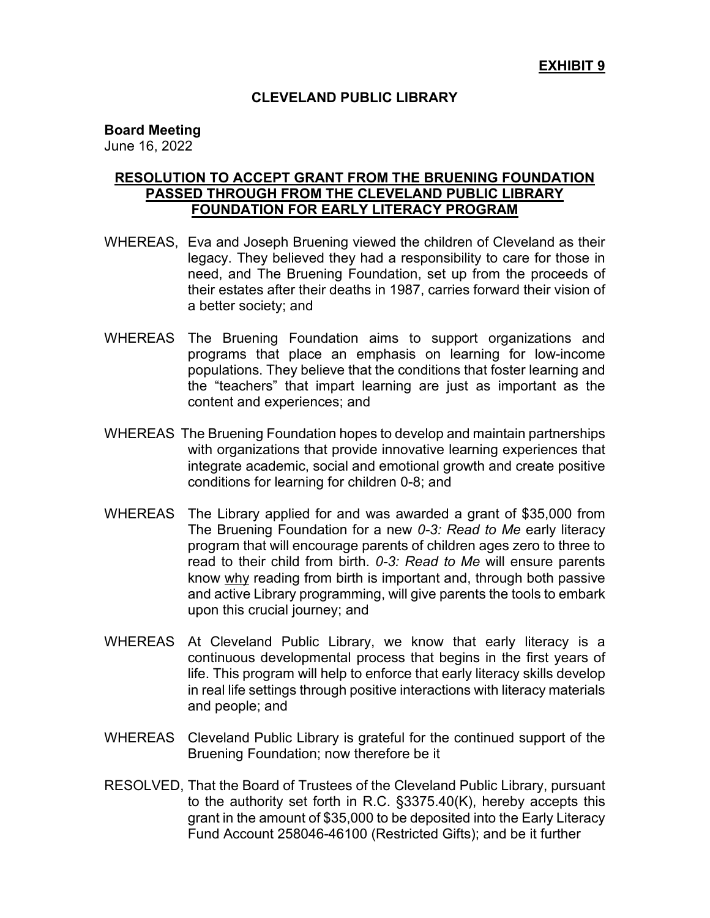**EXHIBIT 9**

## CLEVELAND PUBLIC LIBRARY

**Board Meeting**
June 16, 2022

### RESOLUTION TO ACCEPT GRANT FROM THE BRUENING FOUNDATION PASSED THROUGH FROM THE CLEVELAND PUBLIC LIBRARY FOUNDATION FOR EARLY LITERACY PROGRAM

WHEREAS, Eva and Joseph Bruening viewed the children of Cleveland as their legacy. They believed they had a responsibility to care for those in need, and The Bruening Foundation, set up from the proceeds of their estates after their deaths in 1987, carries forward their vision of a better society; and

WHEREAS The Bruening Foundation aims to support organizations and programs that place an emphasis on learning for low-income populations. They believe that the conditions that foster learning and the "teachers" that impart learning are just as important as the content and experiences; and

WHEREAS The Bruening Foundation hopes to develop and maintain partnerships with organizations that provide innovative learning experiences that integrate academic, social and emotional growth and create positive conditions for learning for children 0-8; and

WHEREAS The Library applied for and was awarded a grant of $35,000 from The Bruening Foundation for a new *0-3: Read to Me* early literacy program that will encourage parents of children ages zero to three to read to their child from birth. *0-3: Read to Me* will ensure parents know <u>why</u> reading from birth is important and, through both passive and active Library programming, will give parents the tools to embark upon this crucial journey; and

WHEREAS At Cleveland Public Library, we know that early literacy is a continuous developmental process that begins in the first years of life. This program will help to enforce that early literacy skills develop in real life settings through positive interactions with literacy materials and people; and

WHEREAS Cleveland Public Library is grateful for the continued support of the Bruening Foundation; now therefore be it

RESOLVED, That the Board of Trustees of the Cleveland Public Library, pursuant to the authority set forth in R.C. §3375.40(K), hereby accepts this grant in the amount of $35,000 to be deposited into the Early Literacy Fund Account 258046-46100 (Restricted Gifts); and be it further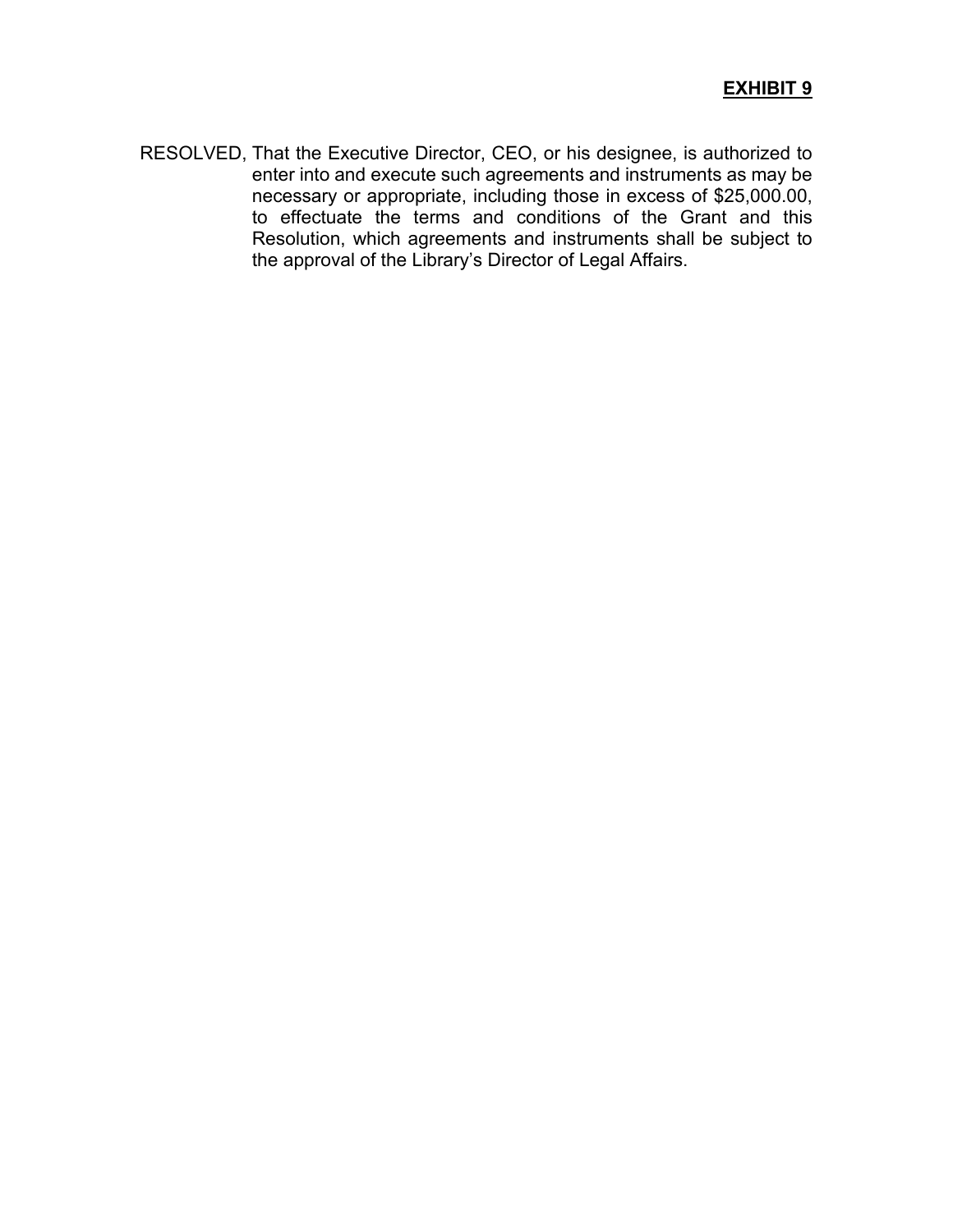**EXHIBIT 9**

RESOLVED, That the Executive Director, CEO, or his designee, is authorized to enter into and execute such agreements and instruments as may be necessary or appropriate, including those in excess of $25,000.00, to effectuate the terms and conditions of the Grant and this Resolution, which agreements and instruments shall be subject to the approval of the Library's Director of Legal Affairs.